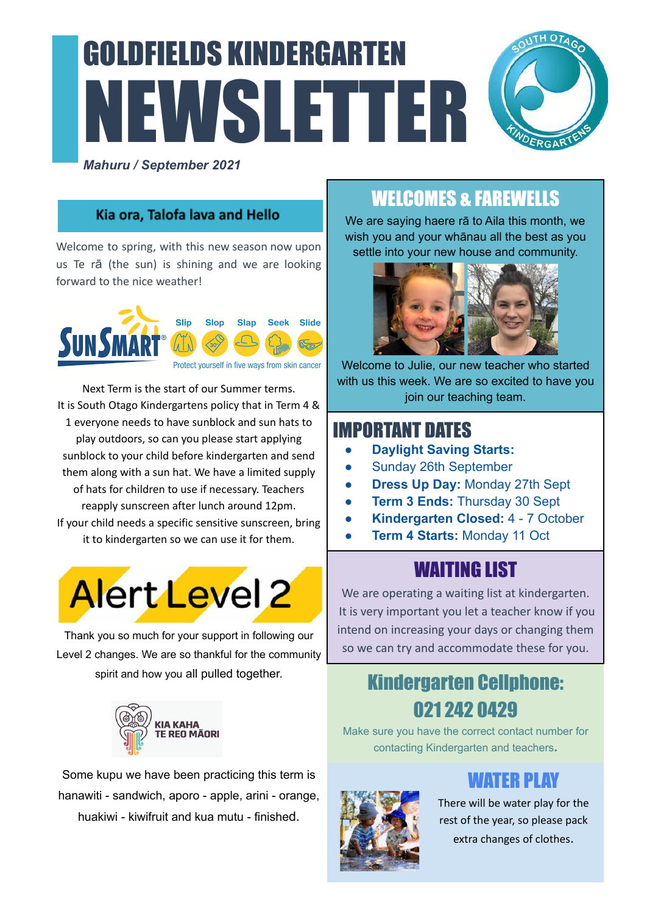# GOLDFIELDS KINDERGARTEN NEWSLETTER

*Mahuru / September 2021*

## Kia ora, Talofa lava and Hello

Welcome to spring, with this new season now upon us Te rā (the sun) is shining and we are looking forward to the nice weather!

SunSmart — Slip, Slop, Slap, Seek, Slide — Protect yourself in five ways from skin cancer

Next Term is the start of our Summer terms. It is South Otago Kindergartens policy that in Term 4 & 1 everyone needs to have sunblock and sun hats to play outdoors, so can you please start applying sunblock to your child before kindergarten and send them along with a sun hat. We have a limited supply of hats for children to use if necessary. Teachers reapply sunscreen after lunch around 12pm. If your child needs a specific sensitive sunscreen, bring it to kindergarten so we can use it for them.

## Alert Level 2

Thank you so much for your support in following our Level 2 changes. We are so thankful for the community spirit and how you all pulled together.

KIA KAHA TE REO MĀORI

Some kupu we have been practicing this term is hanawiti - sandwich, aporo - apple, arini - orange, huakiwi - kiwifruit and kua mutu - finished.

## WELCOMES & FAREWELLS

We are saying haere rā to Aila this month, we wish you and your whānau all the best as you settle into your new house and community.

Welcome to Julie, our new teacher who started with us this week. We are so excited to have you join our teaching team.

## IMPORTANT DATES

- **Daylight Saving Starts:**
- Sunday 26th September
- **Dress Up Day:** Monday 27th Sept
- **Term 3 Ends:** Thursday 30 Sept
- **Kindergarten Closed:** 4 - 7 October
- **Term 4 Starts:** Monday 11 Oct

## WAITING LIST

We are operating a waiting list at kindergarten. It is very important you let a teacher know if you intend on increasing your days or changing them so we can try and accommodate these for you.

## Kindergarten Cellphone: 021 242 0429

Make sure you have the correct contact number for contacting Kindergarten and teachers.

## WATER PLAY

There will be water play for the rest of the year, so please pack extra changes of clothes.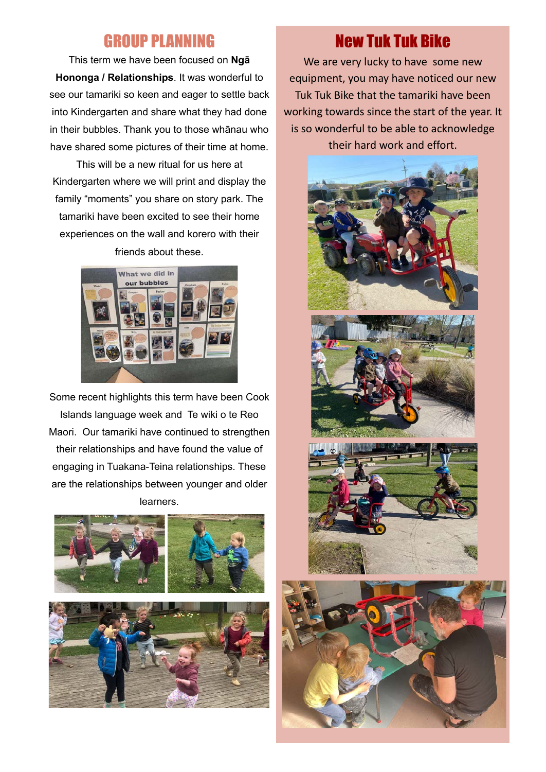## GROUP PLANNING

This term we have been focused on **Ngā Hononga / Relationships**. It was wonderful to see our tamariki so keen and eager to settle back into Kindergarten and share what they had done in their bubbles. Thank you to those whānau who have shared some pictures of their time at home.

This will be a new ritual for us here at Kindergarten where we will print and display the family "moments" you share on story park. The tamariki have been excited to see their home experiences on the wall and korero with their friends about these.

Some recent highlights this term have been Cook Islands language week and Te wiki o te Reo Maori. Our tamariki have continued to strengthen their relationships and have found the value of engaging in Tuakana-Teina relationships. These are the relationships between younger and older learners.

## New Tuk Tuk Bike

We are very lucky to have some new equipment, you may have noticed our new Tuk Tuk Bike that the tamariki have been working towards since the start of the year. It is so wonderful to be able to acknowledge their hard work and effort.